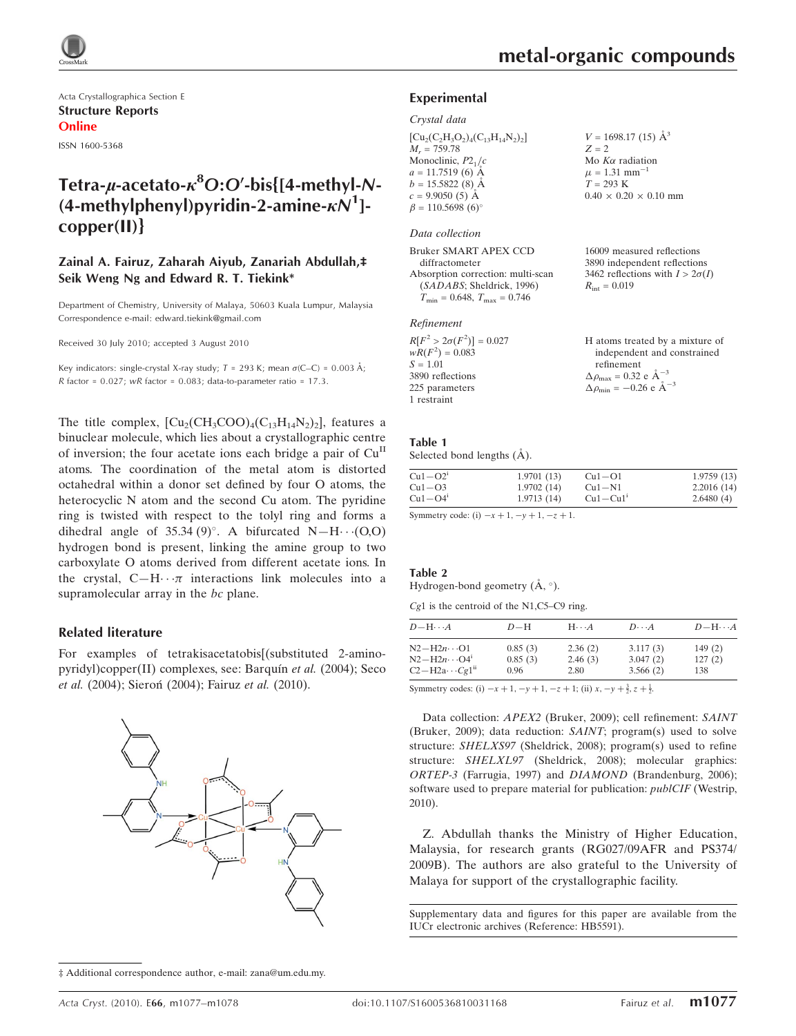Acta Crystallographica Section E
**Structure Reports**
**Online**

ISSN 1600-5368

# Tetra-μ-acetato-$\kappa^8O$:$O'$-bis{[4-methyl-N-(4-methylphenyl)pyridin-2-amine-$\kappa N^1$]-copper(II)}

**Zainal A. Fairuz, Zaharah Aiyub, Zanariah Abdullah,‡ Seik Weng Ng and Edward R. T. Tiekink***

Department of Chemistry, University of Malaya, 50603 Kuala Lumpur, Malaysia
Correspondence e-mail: edward.tiekink@gmail.com

Received 30 July 2010; accepted 3 August 2010

Key indicators: single-crystal X-ray study; $T$ = 293 K; mean $\sigma$(C–C) = 0.003 Å; $R$ factor = 0.027; $wR$ factor = 0.083; data-to-parameter ratio = 17.3.

The title complex, $[Cu_2(CH_3COO)_4(C_{13}H_{14}N_2)_2]$, features a binuclear molecule, which lies about a crystallographic centre of inversion; the four acetate ions each bridge a pair of $Cu^{II}$ atoms. The coordination of the metal atom is distorted octahedral within a donor set defined by four O atoms, the heterocyclic N atom and the second Cu atom. The pyridine ring is twisted with respect to the tolyl ring and forms a dihedral angle of 35.34 (9)°. A bifurcated N—H⋯(O,O) hydrogen bond is present, linking the amine group to two carboxylate O atoms derived from different acetate ions. In the crystal, C—H⋯π interactions link molecules into a supramolecular array in the $bc$ plane.

## Related literature

For examples of tetrakisacetatobis[(substituted 2-aminopyridyl)copper(II) complexes, see: Barquín *et al.* (2004); Seco *et al.* (2004); Sieroń (2004); Fairuz *et al.* (2010).

## Experimental

### Crystal data

$[Cu_2(C_2H_3O_2)_4(C_{13}H_{14}N_2)_2]$
$M_r$ = 759.78
Monoclinic, $P2_1/c$
$a$ = 11.7519 (6) Å
$b$ = 15.5822 (8) Å
$c$ = 9.9050 (5) Å
$\beta$ = 110.5698 (6)°
$V$ = 1698.17 (15) Å$^3$
$Z$ = 2
Mo $K\alpha$ radiation
$\mu$ = 1.31 mm$^{-1}$
$T$ = 293 K
0.40 × 0.20 × 0.10 mm

### Data collection

Bruker SMART APEX CCD diffractometer
Absorption correction: multi-scan (*SADABS*; Sheldrick, 1996)
$T_{min}$ = 0.648, $T_{max}$ = 0.746
16009 measured reflections
3890 independent reflections
3462 reflections with $I > 2\sigma(I)$
$R_{int}$ = 0.019

### Refinement

$R[F^2 > 2\sigma(F^2)]$ = 0.027
$wR(F^2)$ = 0.083
$S$ = 1.01
3890 reflections
225 parameters
1 restraint
H atoms treated by a mixture of independent and constrained refinement
$\Delta\rho_{max}$ = 0.32 e Å$^{-3}$
$\Delta\rho_{min}$ = −0.26 e Å$^{-3}$

**Table 1**
Selected bond lengths (Å).

| | | | |
|---|---|---|---|
| Cu1—O2$^i$ | 1.9701 (13) | Cu1—O1 | 1.9759 (13) |
| Cu1—O3 | 1.9702 (14) | Cu1—N1 | 2.2016 (14) |
| Cu1—O4$^i$ | 1.9713 (14) | Cu1—Cu1$^i$ | 2.6480 (4) |

Symmetry code: (i) $-x+1, -y+1, -z+1$.

**Table 2**
Hydrogen-bond geometry (Å, °).

*Cg*1 is the centroid of the N1,C5–C9 ring.

| $D$—H⋯$A$ | $D$—H | H⋯$A$ | $D$⋯$A$ | $D$—H⋯$A$ |
|---|---|---|---|---|
| N2—H2$n$⋯O1 | 0.85 (3) | 2.36 (2) | 3.117 (3) | 149 (2) |
| N2—H2$n$⋯O4$^i$ | 0.85 (3) | 2.46 (3) | 3.047 (2) | 127 (2) |
| C2—H2$a$⋯$Cg1^{ii}$ | 0.96 | 2.80 | 3.566 (2) | 138 |

Symmetry codes: (i) $-x+1, -y+1, -z+1$; (ii) $x, -y+\frac{3}{2}, z+\frac{1}{2}$.

Data collection: *APEX2* (Bruker, 2009); cell refinement: *SAINT* (Bruker, 2009); data reduction: *SAINT*; program(s) used to solve structure: *SHELXS97* (Sheldrick, 2008); program(s) used to refine structure: *SHELXL97* (Sheldrick, 2008); molecular graphics: *ORTEP-3* (Farrugia, 1997) and *DIAMOND* (Brandenburg, 2006); software used to prepare material for publication: *publCIF* (Westrip, 2010).

Z. Abdullah thanks the Ministry of Higher Education, Malaysia, for research grants (RG027/09AFR and PS374/2009B). The authors are also grateful to the University of Malaya for support of the crystallographic facility.

Supplementary data and figures for this paper are available from the IUCr electronic archives (Reference: HB5591).

‡ Additional correspondence author, e-mail: zana@um.edu.my.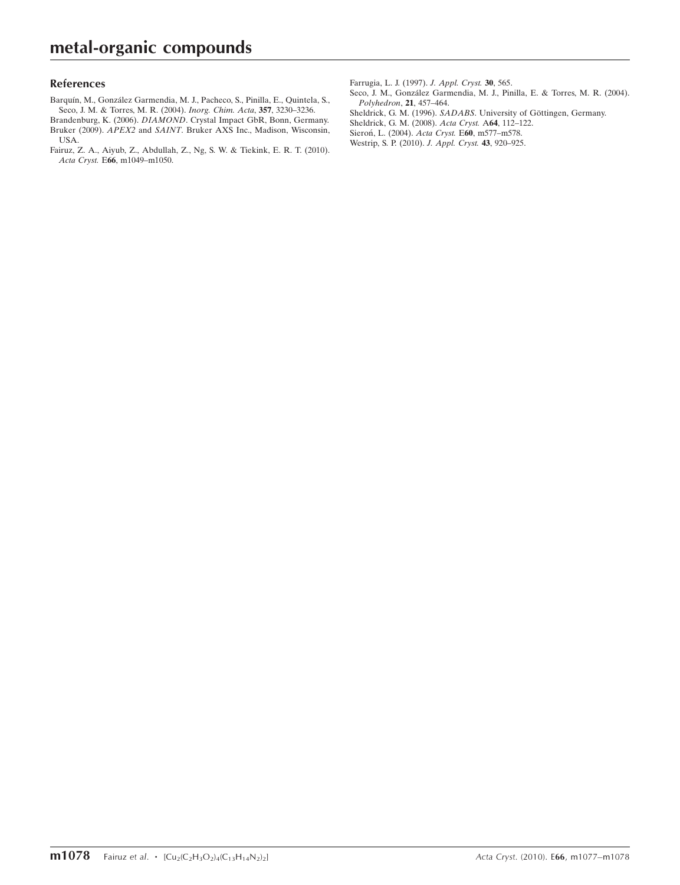## References

Barquín, M., González Garmendia, M. J., Pacheco, S., Pinilla, E., Quintela, S., Seco, J. M. & Torres, M. R. (2004). *Inorg. Chim. Acta*, **357**, 3230–3236.

Brandenburg, K. (2006). *DIAMOND*. Crystal Impact GbR, Bonn, Germany.

Bruker (2009). *APEX2* and *SAINT*. Bruker AXS Inc., Madison, Wisconsin, USA.

Fairuz, Z. A., Aiyub, Z., Abdullah, Z., Ng, S. W. & Tiekink, E. R. T. (2010). *Acta Cryst.* E**66**, m1049–m1050.

Farrugia, L. J. (1997). *J. Appl. Cryst.* **30**, 565.

Seco, J. M., González Garmendia, M. J., Pinilla, E. & Torres, M. R. (2004). *Polyhedron*, **21**, 457–464.

Sheldrick, G. M. (1996). *SADABS*. University of Göttingen, Germany.

Sheldrick, G. M. (2008). *Acta Cryst.* A**64**, 112–122.

Siero​ń, L. (2004). *Acta Cryst.* E**60**, m577–m578.

Westrip, S. P. (2010). *J. Appl. Cryst.* **43**, 920–925.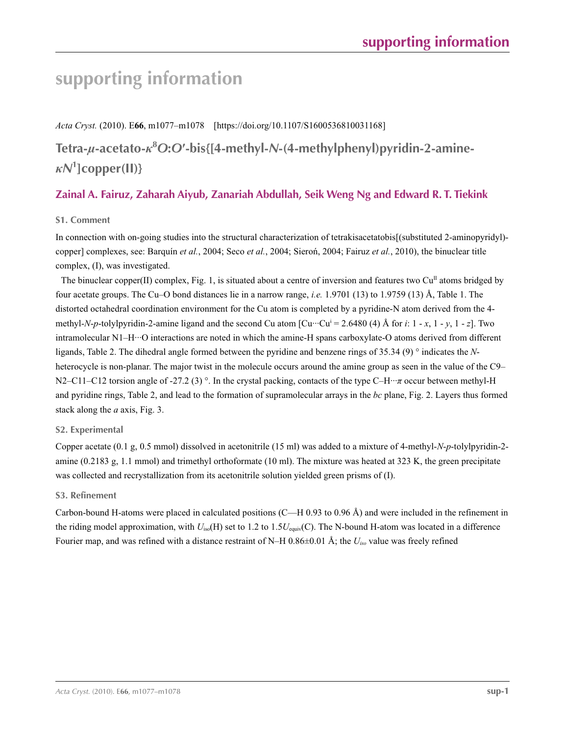# supporting information

*Acta Cryst.* (2010). E**66**, m1077–m1078 [https://doi.org/10.1107/S1600536810031168]

## Tetra-*μ*-acetato-*κ*[8]*O*:*O*′-bis{[4-methyl-*N*-(4-methylphenyl)pyridin-2-amine-*κN*[1]]copper(II)}

**Zainal A. Fairuz, Zaharah Aiyub, Zanariah Abdullah, Seik Weng Ng and Edward R. T. Tiekink**

### S1. Comment

In connection with on-going studies into the structural characterization of tetrakisacetatobis[(substituted 2-aminopyridyl)-copper] complexes, see: Barquín *et al.*, 2004; Seco *et al.*, 2004; Sieroń, 2004; Fairuz *et al.*, 2010), the binuclear title complex, (I), was investigated.

The binuclear copper(II) complex, Fig. 1, is situated about a centre of inversion and features two $Cu^{II}$ atoms bridged by four acetate groups. The Cu–O bond distances lie in a narrow range, *i.e.* 1.9701 (13) to 1.9759 (13) Å, Table 1. The distorted octahedral coordination environment for the Cu atom is completed by a pyridine-N atom derived from the 4-methyl-*N*-*p*-tolylpyridin-2-amine ligand and the second Cu atom [$Cu\cdots Cu^{i}$ = 2.6480 (4) Å for *i*: 1 - *x*, 1 - *y*, 1 - *z*]. Two intramolecular N1–H···O interactions are noted in which the amine-H spans carboxylate-O atoms derived from different ligands, Table 2. The dihedral angle formed between the pyridine and benzene rings of 35.34 (9) ° indicates the *N*-heterocycle is non-planar. The major twist in the molecule occurs around the amine group as seen in the value of the C9–N2–C11–C12 torsion angle of -27.2 (3) °. In the crystal packing, contacts of the type C–H···*π* occur between methyl-H and pyridine rings, Table 2, and lead to the formation of supramolecular arrays in the *bc* plane, Fig. 2. Layers thus formed stack along the *a* axis, Fig. 3.

### S2. Experimental

Copper acetate (0.1 g, 0.5 mmol) dissolved in acetonitrile (15 ml) was added to a mixture of 4-methyl-*N*-*p*-tolylpyridin-2-amine (0.2183 g, 1.1 mmol) and trimethyl orthoformate (10 ml). The mixture was heated at 323 K, the green precipitate was collected and recrystallization from its acetonitrile solution yielded green prisms of (I).

### S3. Refinement

Carbon-bound H-atoms were placed in calculated positions (C—H 0.93 to 0.96 Å) and were included in the refinement in the riding model approximation, with $U_{iso}$(H) set to 1.2 to 1.5$U_{equiv}$(C). The N-bound H-atom was located in a difference Fourier map, and was refined with a distance restraint of N–H 0.86±0.01 Å; the $U_{iso}$ value was freely refined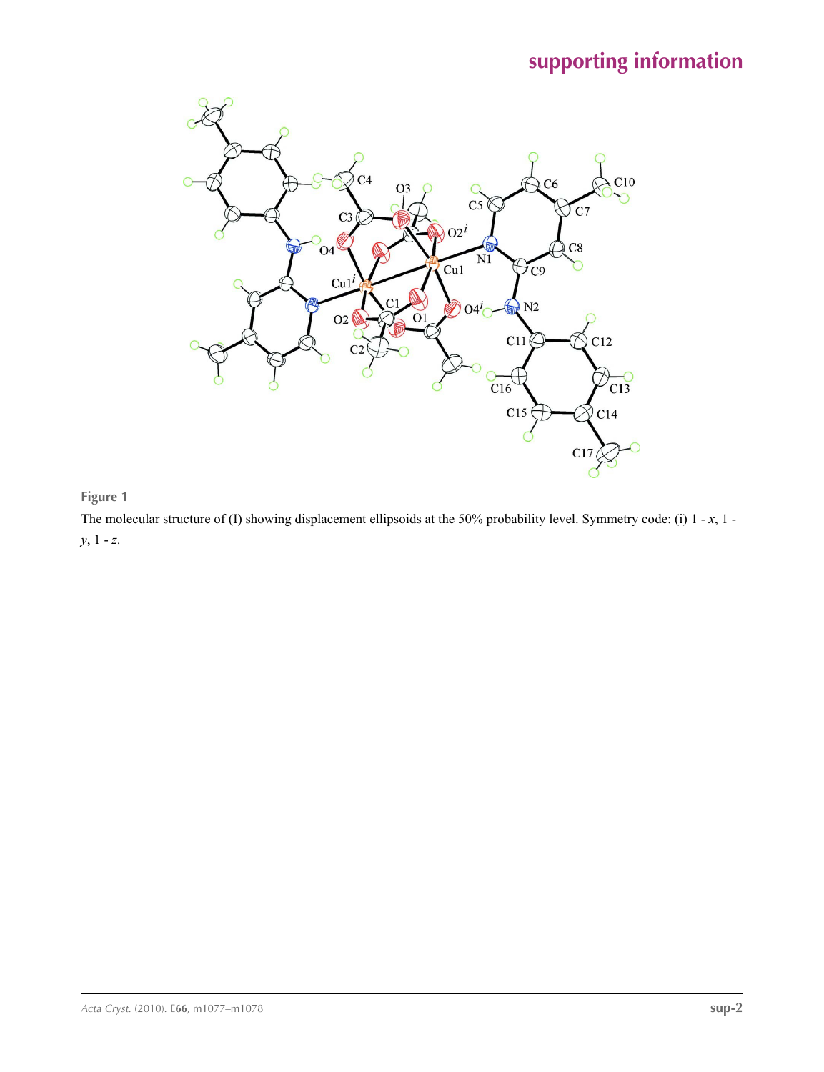**Figure 1**

The molecular structure of (I) showing displacement ellipsoids at the 50% probability level. Symmetry code: (i) 1 - *x*, 1 - *y*, 1 - *z*.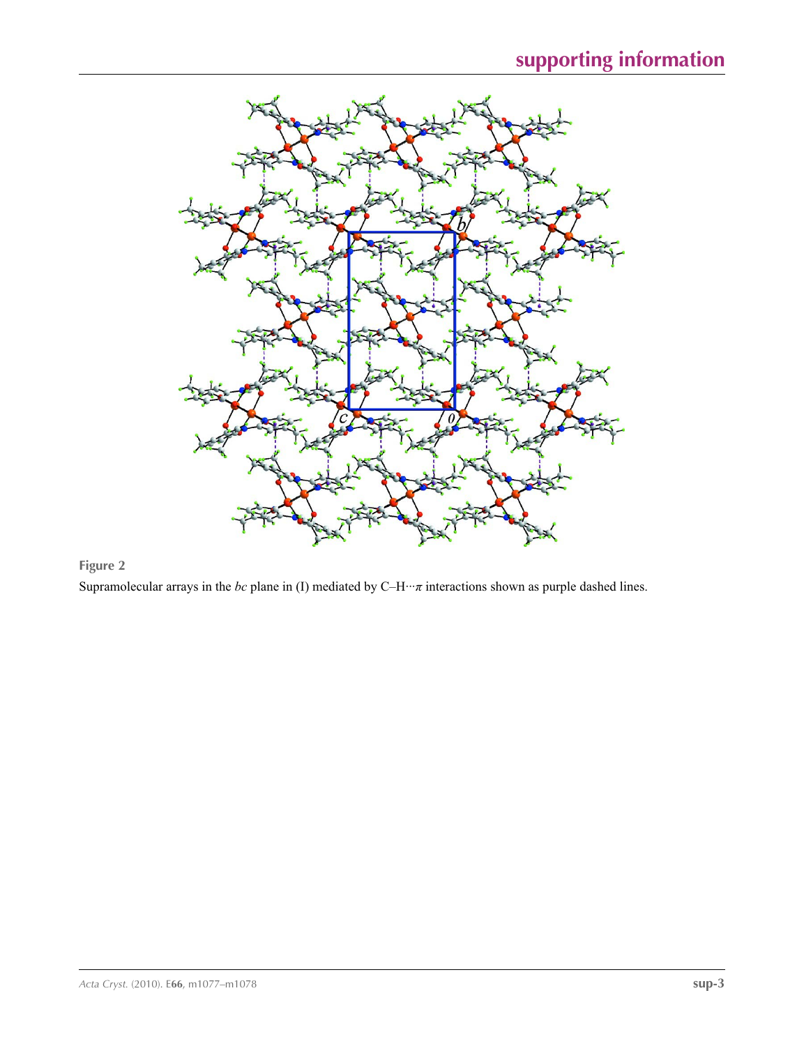**Figure 2**

Supramolecular arrays in the *bc* plane in (I) mediated by C–H···π interactions shown as purple dashed lines.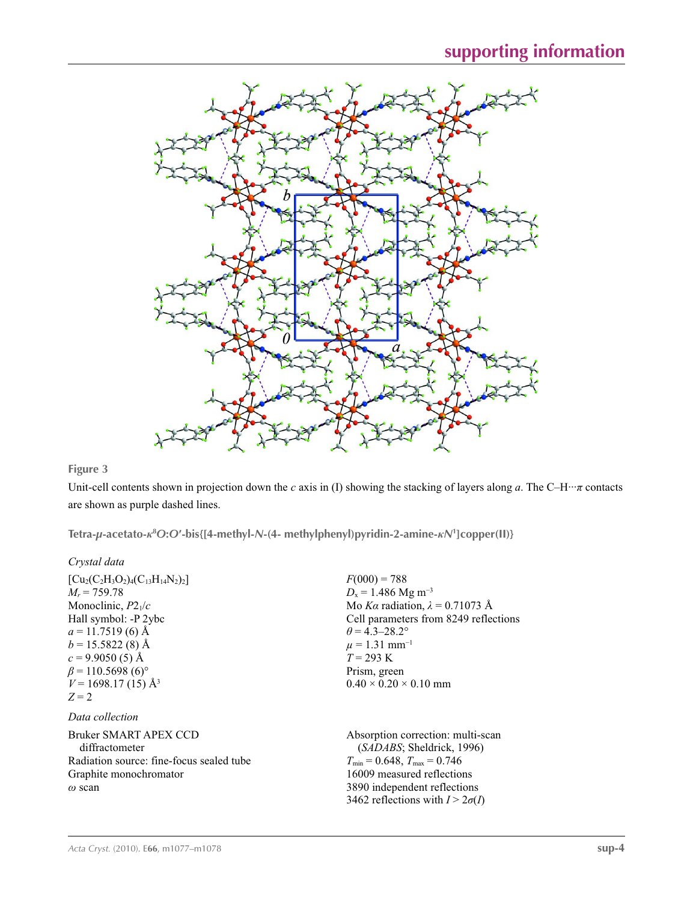**Figure 3**

Unit-cell contents shown in projection down the *c* axis in (I) showing the stacking of layers along *a*. The C–H···π contacts are shown as purple dashed lines.

**Tetra-μ-acetato-κ[8]*O*:*O*′-bis{[4-methyl-*N*-(4- methylphenyl)pyridin-2-amine-κ*N*[1]]copper(II)}**

*Crystal data*

$[Cu_2(C_2H_3O_2)_4(C_{13}H_{14}N_2)_2]$
$M_r$ = 759.78
Monoclinic, $P2_1/c$
Hall symbol: -P 2ybc
*a* = 11.7519 (6) Å
*b* = 15.5822 (8) Å
*c* = 9.9050 (5) Å
β = 110.5698 (6)°
*V* = 1698.17 (15) Å$^3$
*Z* = 2
*F*(000) = 788
$D_x$ = 1.486 Mg m$^{-3}$
Mo *K*α radiation, λ = 0.71073 Å
Cell parameters from 8249 reflections
θ = 4.3–28.2°
μ = 1.31 mm$^{-1}$
*T* = 293 K
Prism, green
0.40 × 0.20 × 0.10 mm

*Data collection*

Bruker SMART APEX CCD diffractometer
Radiation source: fine-focus sealed tube
Graphite monochromator
ω scan
Absorption correction: multi-scan (*SADABS*; Sheldrick, 1996)
$T_{min}$ = 0.648, $T_{max}$ = 0.746
16009 measured reflections
3890 independent reflections
3462 reflections with $I > 2\sigma(I)$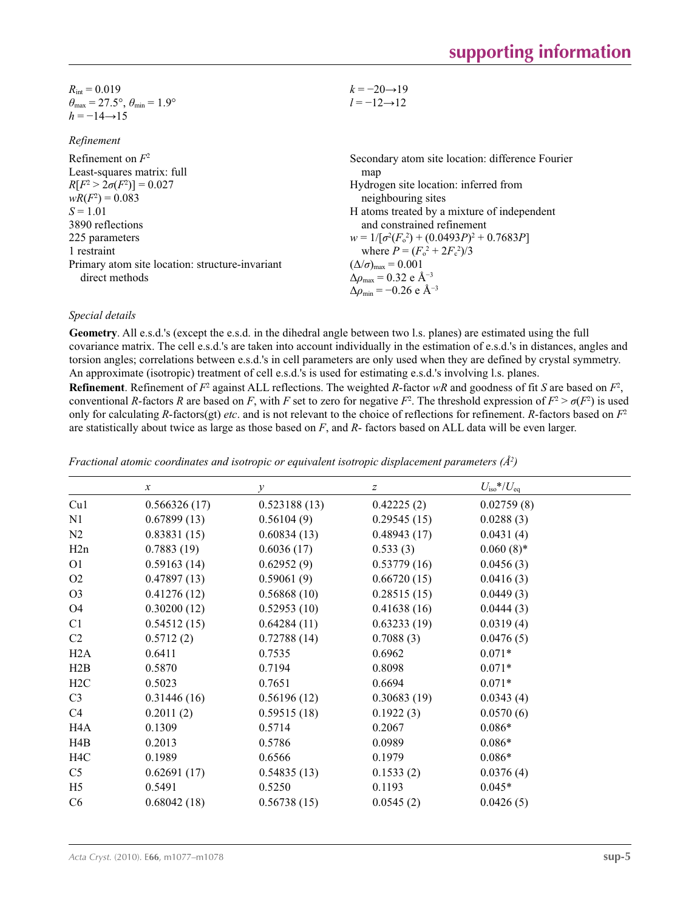$R_{int} = 0.019$
$\theta_{max} = 27.5°$, $\theta_{min} = 1.9°$
$h = -14 \rightarrow 15$
$k = -20 \rightarrow 19$
$l = -12 \rightarrow 12$

*Refinement*

Refinement on $F^2$
Least-squares matrix: full
$R[F^2 > 2\sigma(F^2)] = 0.027$
$wR(F^2) = 0.083$
$S = 1.01$
3890 reflections
225 parameters
1 restraint
Primary atom site location: structure-invariant direct methods
Secondary atom site location: difference Fourier map
Hydrogen site location: inferred from neighbouring sites
H atoms treated by a mixture of independent and constrained refinement
$w = 1/[\sigma^2(F_o^2) + (0.0493P)^2 + 0.7683P]$
where $P = (F_o^2 + 2F_c^2)/3$
$(\Delta/\sigma)_{max} = 0.001$
$\Delta\rho_{max} = 0.32$ e Å$^{-3}$
$\Delta\rho_{min} = -0.26$ e Å$^{-3}$

*Special details*

**Geometry**. All e.s.d.'s (except the e.s.d. in the dihedral angle between two l.s. planes) are estimated using the full covariance matrix. The cell e.s.d.'s are taken into account individually in the estimation of e.s.d.'s in distances, angles and torsion angles; correlations between e.s.d.'s in cell parameters are only used when they are defined by crystal symmetry. An approximate (isotropic) treatment of cell e.s.d.'s is used for estimating e.s.d.'s involving l.s. planes.

**Refinement**. Refinement of $F^2$ against ALL reflections. The weighted $R$-factor $wR$ and goodness of fit $S$ are based on $F^2$, conventional $R$-factors $R$ are based on $F$, with $F$ set to zero for negative $F^2$. The threshold expression of $F^2 > \sigma(F^2)$ is used only for calculating $R$-factors(gt) *etc*. and is not relevant to the choice of reflections for refinement. $R$-factors based on $F^2$ are statistically about twice as large as those based on $F$, and $R$- factors based on ALL data will be even larger.

*Fractional atomic coordinates and isotropic or equivalent isotropic displacement parameters (Å$^2$)*

| | $x$ | $y$ | $z$ | $U_{iso}$*/$U_{eq}$ |
|---|---|---|---|---|
| Cu1 | 0.566326 (17) | 0.523188 (13) | 0.42225 (2) | 0.02759 (8) |
| N1 | 0.67899 (13) | 0.56104 (9) | 0.29545 (15) | 0.0288 (3) |
| N2 | 0.83831 (15) | 0.60834 (13) | 0.48943 (17) | 0.0431 (4) |
| H2n | 0.7883 (19) | 0.6036 (17) | 0.533 (3) | 0.060 (8)* |
| O1 | 0.59163 (14) | 0.62952 (9) | 0.53779 (16) | 0.0456 (3) |
| O2 | 0.47897 (13) | 0.59061 (9) | 0.66720 (15) | 0.0416 (3) |
| O3 | 0.41276 (12) | 0.56868 (10) | 0.28515 (15) | 0.0449 (3) |
| O4 | 0.30200 (12) | 0.52953 (10) | 0.41638 (16) | 0.0444 (3) |
| C1 | 0.54512 (15) | 0.64284 (11) | 0.63233 (19) | 0.0319 (4) |
| C2 | 0.5712 (2) | 0.72788 (14) | 0.7088 (3) | 0.0476 (5) |
| H2A | 0.6411 | 0.7535 | 0.6962 | 0.071* |
| H2B | 0.5870 | 0.7194 | 0.8098 | 0.071* |
| H2C | 0.5023 | 0.7651 | 0.6694 | 0.071* |
| C3 | 0.31446 (16) | 0.56196 (12) | 0.30683 (19) | 0.0343 (4) |
| C4 | 0.2011 (2) | 0.59515 (18) | 0.1922 (3) | 0.0570 (6) |
| H4A | 0.1309 | 0.5714 | 0.2067 | 0.086* |
| H4B | 0.2013 | 0.5786 | 0.0989 | 0.086* |
| H4C | 0.1989 | 0.6566 | 0.1979 | 0.086* |
| C5 | 0.62691 (17) | 0.54835 (13) | 0.1533 (2) | 0.0376 (4) |
| H5 | 0.5491 | 0.5250 | 0.1193 | 0.045* |
| C6 | 0.68042 (18) | 0.56738 (15) | 0.0545 (2) | 0.0426 (5) |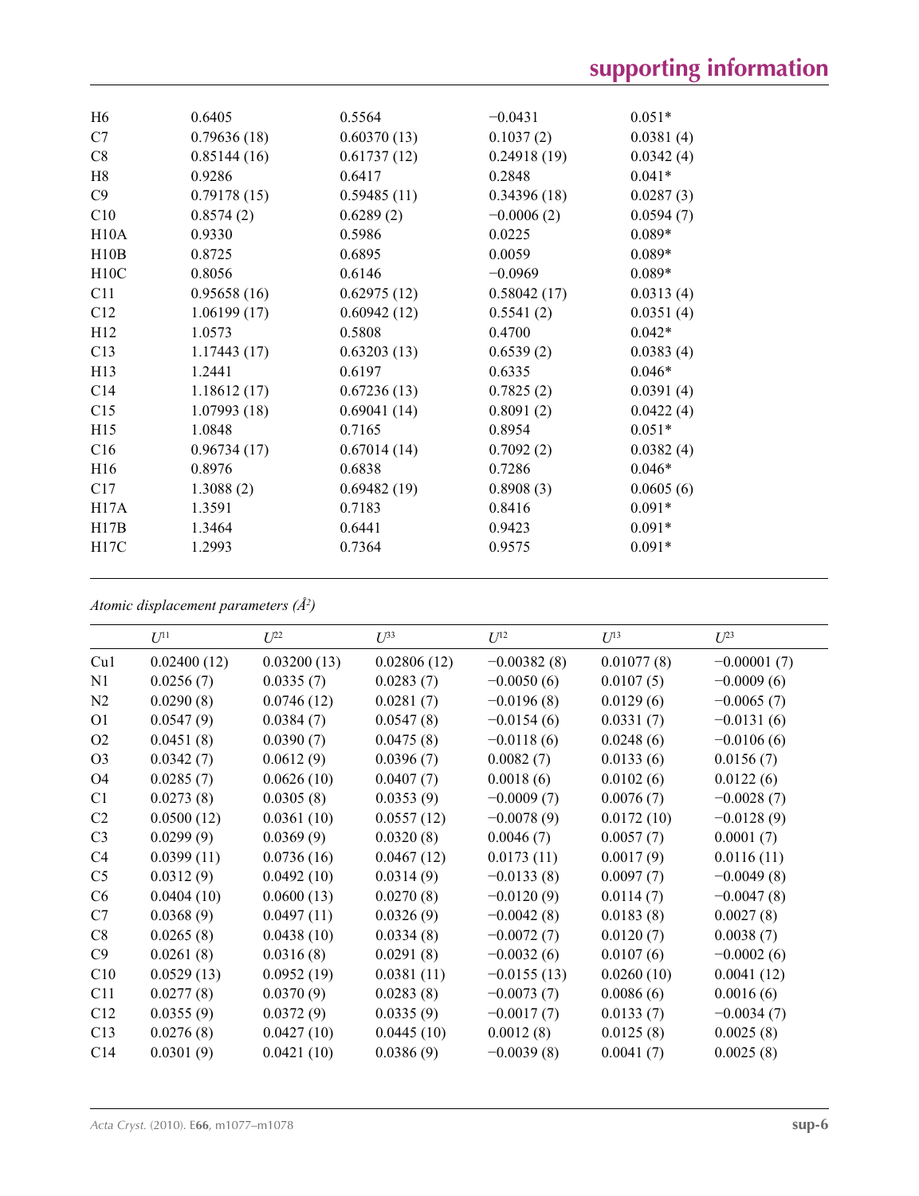| | | | | |
|---|---|---|---|---|
| H6 | 0.6405 | 0.5564 | −0.0431 | 0.051* |
| C7 | 0.79636 (18) | 0.60370 (13) | 0.1037 (2) | 0.0381 (4) |
| C8 | 0.85144 (16) | 0.61737 (12) | 0.24918 (19) | 0.0342 (4) |
| H8 | 0.9286 | 0.6417 | 0.2848 | 0.041* |
| C9 | 0.79178 (15) | 0.59485 (11) | 0.34396 (18) | 0.0287 (3) |
| C10 | 0.8574 (2) | 0.6289 (2) | −0.0006 (2) | 0.0594 (7) |
| H10A | 0.9330 | 0.5986 | 0.0225 | 0.089* |
| H10B | 0.8725 | 0.6895 | 0.0059 | 0.089* |
| H10C | 0.8056 | 0.6146 | −0.0969 | 0.089* |
| C11 | 0.95658 (16) | 0.62975 (12) | 0.58042 (17) | 0.0313 (4) |
| C12 | 1.06199 (17) | 0.60942 (12) | 0.5541 (2) | 0.0351 (4) |
| H12 | 1.0573 | 0.5808 | 0.4700 | 0.042* |
| C13 | 1.17443 (17) | 0.63203 (13) | 0.6539 (2) | 0.0383 (4) |
| H13 | 1.2441 | 0.6197 | 0.6335 | 0.046* |
| C14 | 1.18612 (17) | 0.67236 (13) | 0.7825 (2) | 0.0391 (4) |
| C15 | 1.07993 (18) | 0.69041 (14) | 0.8091 (2) | 0.0422 (4) |
| H15 | 1.0848 | 0.7165 | 0.8954 | 0.051* |
| C16 | 0.96734 (17) | 0.67014 (14) | 0.7092 (2) | 0.0382 (4) |
| H16 | 0.8976 | 0.6838 | 0.7286 | 0.046* |
| C17 | 1.3088 (2) | 0.69482 (19) | 0.8908 (3) | 0.0605 (6) |
| H17A | 1.3591 | 0.7183 | 0.8416 | 0.091* |
| H17B | 1.3464 | 0.6441 | 0.9423 | 0.091* |
| H17C | 1.2993 | 0.7364 | 0.9575 | 0.091* |

*Atomic displacement parameters (Å$^2$)*

| | $U^{11}$ | $U^{22}$ | $U^{33}$ | $U^{12}$ | $U^{13}$ | $U^{23}$ |
|---|---|---|---|---|---|---|
| Cu1 | 0.02400 (12) | 0.03200 (13) | 0.02806 (12) | −0.00382 (8) | 0.01077 (8) | −0.00001 (7) |
| N1 | 0.0256 (7) | 0.0335 (7) | 0.0283 (7) | −0.0050 (6) | 0.0107 (5) | −0.0009 (6) |
| N2 | 0.0290 (8) | 0.0746 (12) | 0.0281 (7) | −0.0196 (8) | 0.0129 (6) | −0.0065 (7) |
| O1 | 0.0547 (9) | 0.0384 (7) | 0.0547 (8) | −0.0154 (6) | 0.0331 (7) | −0.0131 (6) |
| O2 | 0.0451 (8) | 0.0390 (7) | 0.0475 (8) | −0.0118 (6) | 0.0248 (6) | −0.0106 (6) |
| O3 | 0.0342 (7) | 0.0612 (9) | 0.0396 (7) | 0.0082 (7) | 0.0133 (6) | 0.0156 (7) |
| O4 | 0.0285 (7) | 0.0626 (10) | 0.0407 (7) | 0.0018 (6) | 0.0102 (6) | 0.0122 (6) |
| C1 | 0.0273 (8) | 0.0305 (8) | 0.0353 (9) | −0.0009 (7) | 0.0076 (7) | −0.0028 (7) |
| C2 | 0.0500 (12) | 0.0361 (10) | 0.0557 (12) | −0.0078 (9) | 0.0172 (10) | −0.0128 (9) |
| C3 | 0.0299 (9) | 0.0369 (9) | 0.0320 (8) | 0.0046 (7) | 0.0057 (7) | 0.0001 (7) |
| C4 | 0.0399 (11) | 0.0736 (16) | 0.0467 (12) | 0.0173 (11) | 0.0017 (9) | 0.0116 (11) |
| C5 | 0.0312 (9) | 0.0492 (10) | 0.0314 (9) | −0.0133 (8) | 0.0097 (7) | −0.0049 (8) |
| C6 | 0.0404 (10) | 0.0600 (13) | 0.0270 (8) | −0.0120 (9) | 0.0114 (7) | −0.0047 (8) |
| C7 | 0.0368 (9) | 0.0497 (11) | 0.0326 (9) | −0.0042 (8) | 0.0183 (8) | 0.0027 (8) |
| C8 | 0.0265 (8) | 0.0438 (10) | 0.0334 (8) | −0.0072 (7) | 0.0120 (7) | 0.0038 (7) |
| C9 | 0.0261 (8) | 0.0316 (8) | 0.0291 (8) | −0.0032 (6) | 0.0107 (6) | −0.0002 (6) |
| C10 | 0.0529 (13) | 0.0952 (19) | 0.0381 (11) | −0.0155 (13) | 0.0260 (10) | 0.0041 (12) |
| C11 | 0.0277 (8) | 0.0370 (9) | 0.0283 (8) | −0.0073 (7) | 0.0086 (6) | 0.0016 (6) |
| C12 | 0.0355 (9) | 0.0372 (9) | 0.0335 (9) | −0.0017 (7) | 0.0133 (7) | −0.0034 (7) |
| C13 | 0.0276 (8) | 0.0427 (10) | 0.0445 (10) | 0.0012 (8) | 0.0125 (8) | 0.0025 (8) |
| C14 | 0.0301 (9) | 0.0421 (10) | 0.0386 (9) | −0.0039 (8) | 0.0041 (7) | 0.0025 (8) |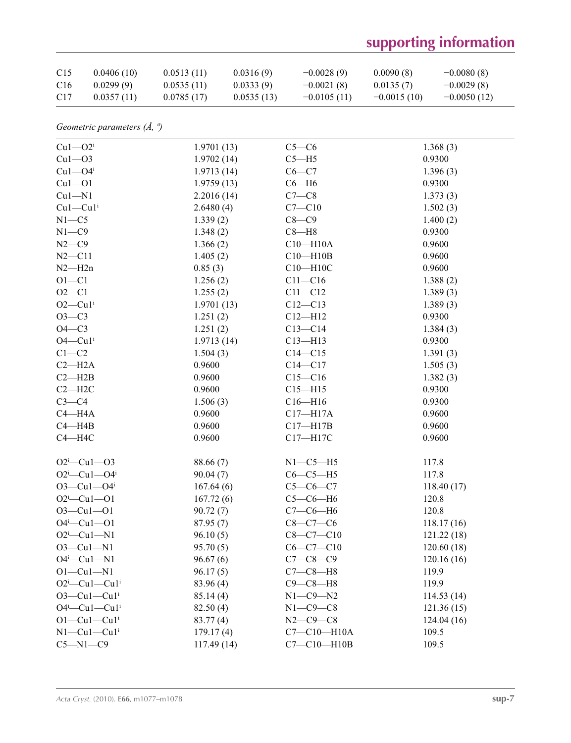| C15 | 0.0406 (10) | 0.0513 (11) | 0.0316 (9) | −0.0028 (9) | 0.0090 (8) | −0.0080 (8) |
|---|---|---|---|---|---|---|
| C16 | 0.0299 (9) | 0.0535 (11) | 0.0333 (9) | −0.0021 (8) | 0.0135 (7) | −0.0029 (8) |
| C17 | 0.0357 (11) | 0.0785 (17) | 0.0535 (13) | −0.0105 (11) | −0.0015 (10) | −0.0050 (12) |

*Geometric parameters (Å, º)*

| | | | |
|---|---|---|---|
| Cu1—O2$^{i}$ | 1.9701 (13) | C5—C6 | 1.368 (3) |
| Cu1—O3 | 1.9702 (14) | C5—H5 | 0.9300 |
| Cu1—O4$^{i}$ | 1.9713 (14) | C6—C7 | 1.396 (3) |
| Cu1—O1 | 1.9759 (13) | C6—H6 | 0.9300 |
| Cu1—N1 | 2.2016 (14) | C7—C8 | 1.373 (3) |
| Cu1—Cu1$^{i}$ | 2.6480 (4) | C7—C10 | 1.502 (3) |
| N1—C5 | 1.339 (2) | C8—C9 | 1.400 (2) |
| N1—C9 | 1.348 (2) | C8—H8 | 0.9300 |
| N2—C9 | 1.366 (2) | C10—H10A | 0.9600 |
| N2—C11 | 1.405 (2) | C10—H10B | 0.9600 |
| N2—H2n | 0.85 (3) | C10—H10C | 0.9600 |
| O1—C1 | 1.256 (2) | C11—C16 | 1.388 (2) |
| O2—C1 | 1.255 (2) | C11—C12 | 1.389 (3) |
| O2—Cu1$^{i}$ | 1.9701 (13) | C12—C13 | 1.389 (3) |
| O3—C3 | 1.251 (2) | C12—H12 | 0.9300 |
| O4—C3 | 1.251 (2) | C13—C14 | 1.384 (3) |
| O4—Cu1$^{i}$ | 1.9713 (14) | C13—H13 | 0.9300 |
| C1—C2 | 1.504 (3) | C14—C15 | 1.391 (3) |
| C2—H2A | 0.9600 | C14—C17 | 1.505 (3) |
| C2—H2B | 0.9600 | C15—C16 | 1.382 (3) |
| C2—H2C | 0.9600 | C15—H15 | 0.9300 |
| C3—C4 | 1.506 (3) | C16—H16 | 0.9300 |
| C4—H4A | 0.9600 | C17—H17A | 0.9600 |
| C4—H4B | 0.9600 | C17—H17B | 0.9600 |
| C4—H4C | 0.9600 | C17—H17C | 0.9600 |
| | | | |
| O2$^{i}$—Cu1—O3 | 88.66 (7) | N1—C5—H5 | 117.8 |
| O2$^{i}$—Cu1—O4$^{i}$ | 90.04 (7) | C6—C5—H5 | 117.8 |
| O3—Cu1—O4$^{i}$ | 167.64 (6) | C5—C6—C7 | 118.40 (17) |
| O2$^{i}$—Cu1—O1 | 167.72 (6) | C5—C6—H6 | 120.8 |
| O3—Cu1—O1 | 90.72 (7) | C7—C6—H6 | 120.8 |
| O4$^{i}$—Cu1—O1 | 87.95 (7) | C8—C7—C6 | 118.17 (16) |
| O2$^{i}$—Cu1—N1 | 96.10 (5) | C8—C7—C10 | 121.22 (18) |
| O3—Cu1—N1 | 95.70 (5) | C6—C7—C10 | 120.60 (18) |
| O4$^{i}$—Cu1—N1 | 96.67 (6) | C7—C8—C9 | 120.16 (16) |
| O1—Cu1—N1 | 96.17 (5) | C7—C8—H8 | 119.9 |
| O2$^{i}$—Cu1—Cu1$^{i}$ | 83.96 (4) | C9—C8—H8 | 119.9 |
| O3—Cu1—Cu1$^{i}$ | 85.14 (4) | N1—C9—N2 | 114.53 (14) |
| O4$^{i}$—Cu1—Cu1$^{i}$ | 82.50 (4) | N1—C9—C8 | 121.36 (15) |
| O1—Cu1—Cu1$^{i}$ | 83.77 (4) | N2—C9—C8 | 124.04 (16) |
| N1—Cu1—Cu1$^{i}$ | 179.17 (4) | C7—C10—H10A | 109.5 |
| C5—N1—C9 | 117.49 (14) | C7—C10—H10B | 109.5 |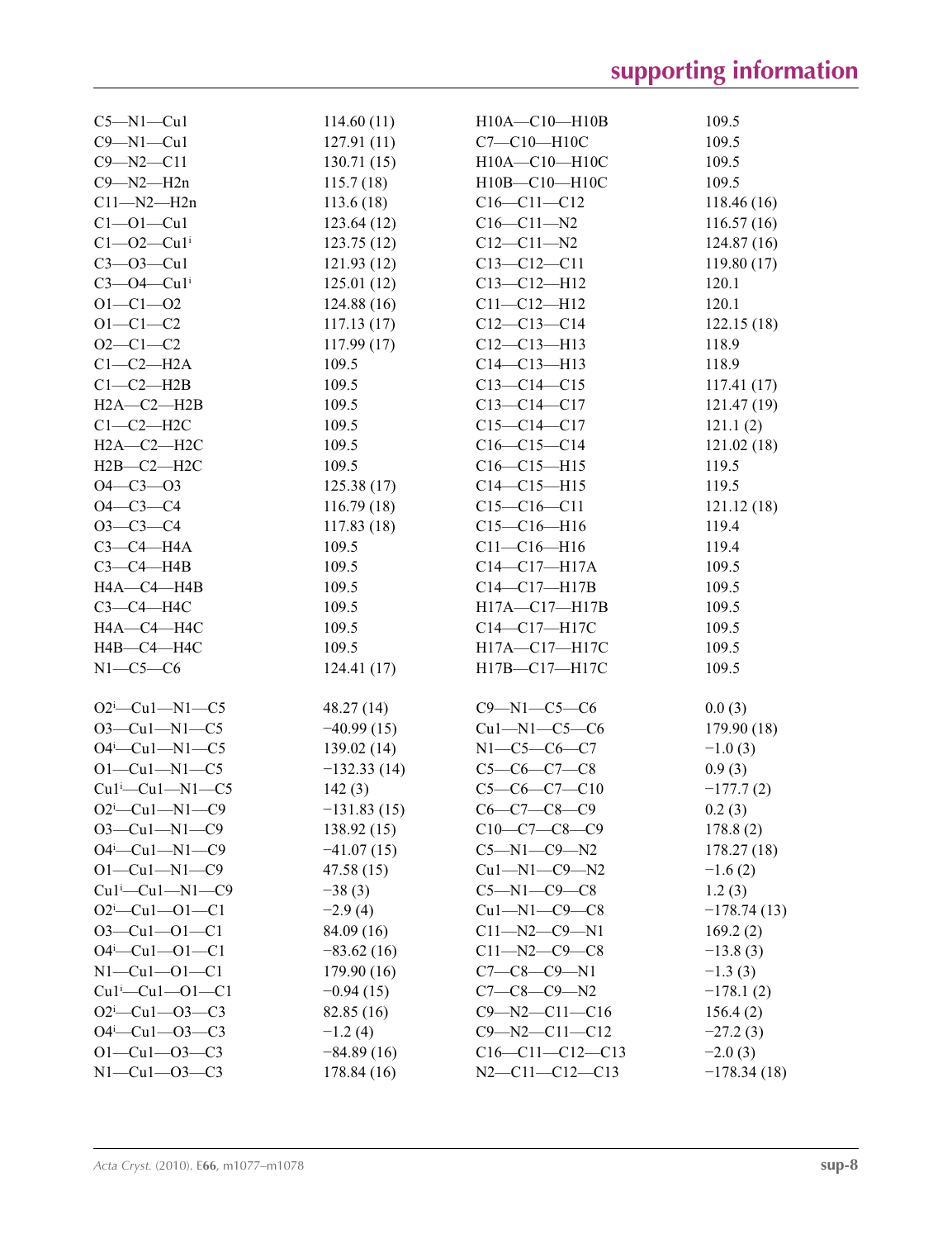| | | | |
|---|---|---|---|
| C5—N1—Cu1 | 114.60 (11) | H10A—C10—H10B | 109.5 |
| C9—N1—Cu1 | 127.91 (11) | C7—C10—H10C | 109.5 |
| C9—N2—C11 | 130.71 (15) | H10A—C10—H10C | 109.5 |
| C9—N2—H2n | 115.7 (18) | H10B—C10—H10C | 109.5 |
| C11—N2—H2n | 113.6 (18) | C16—C11—C12 | 118.46 (16) |
| C1—O1—Cu1 | 123.64 (12) | C16—C11—N2 | 116.57 (16) |
| C1—O2—Cu1$^{i}$ | 123.75 (12) | C12—C11—N2 | 124.87 (16) |
| C3—O3—Cu1 | 121.93 (12) | C13—C12—C11 | 119.80 (17) |
| C3—O4—Cu1$^{i}$ | 125.01 (12) | C13—C12—H12 | 120.1 |
| O1—C1—O2 | 124.88 (16) | C11—C12—H12 | 120.1 |
| O1—C1—C2 | 117.13 (17) | C12—C13—C14 | 122.15 (18) |
| O2—C1—C2 | 117.99 (17) | C12—C13—H13 | 118.9 |
| C1—C2—H2A | 109.5 | C14—C13—H13 | 118.9 |
| C1—C2—H2B | 109.5 | C13—C14—C15 | 117.41 (17) |
| H2A—C2—H2B | 109.5 | C13—C14—C17 | 121.47 (19) |
| C1—C2—H2C | 109.5 | C15—C14—C17 | 121.1 (2) |
| H2A—C2—H2C | 109.5 | C16—C15—C14 | 121.02 (18) |
| H2B—C2—H2C | 109.5 | C16—C15—H15 | 119.5 |
| O4—C3—O3 | 125.38 (17) | C14—C15—H15 | 119.5 |
| O4—C3—C4 | 116.79 (18) | C15—C16—C11 | 121.12 (18) |
| O3—C3—C4 | 117.83 (18) | C15—C16—H16 | 119.4 |
| C3—C4—H4A | 109.5 | C11—C16—H16 | 119.4 |
| C3—C4—H4B | 109.5 | C14—C17—H17A | 109.5 |
| H4A—C4—H4B | 109.5 | C14—C17—H17B | 109.5 |
| C3—C4—H4C | 109.5 | H17A—C17—H17B | 109.5 |
| H4A—C4—H4C | 109.5 | C14—C17—H17C | 109.5 |
| H4B—C4—H4C | 109.5 | H17A—C17—H17C | 109.5 |
| N1—C5—C6 | 124.41 (17) | H17B—C17—H17C | 109.5 |

| | | | |
|---|---|---|---|
| O2$^{i}$—Cu1—N1—C5 | 48.27 (14) | C9—N1—C5—C6 | 0.0 (3) |
| O3—Cu1—N1—C5 | −40.99 (15) | Cu1—N1—C5—C6 | 179.90 (18) |
| O4$^{i}$—Cu1—N1—C5 | 139.02 (14) | N1—C5—C6—C7 | −1.0 (3) |
| O1—Cu1—N1—C5 | −132.33 (14) | C5—C6—C7—C8 | 0.9 (3) |
| Cu1$^{i}$—Cu1—N1—C5 | 142 (3) | C5—C6—C7—C10 | −177.7 (2) |
| O2$^{i}$—Cu1—N1—C9 | −131.83 (15) | C6—C7—C8—C9 | 0.2 (3) |
| O3—Cu1—N1—C9 | 138.92 (15) | C10—C7—C8—C9 | 178.8 (2) |
| O4$^{i}$—Cu1—N1—C9 | −41.07 (15) | C5—N1—C9—N2 | 178.27 (18) |
| O1—Cu1—N1—C9 | 47.58 (15) | Cu1—N1—C9—N2 | −1.6 (2) |
| Cu1$^{i}$—Cu1—N1—C9 | −38 (3) | C5—N1—C9—C8 | 1.2 (3) |
| O2$^{i}$—Cu1—O1—C1 | −2.9 (4) | Cu1—N1—C9—C8 | −178.74 (13) |
| O3—Cu1—O1—C1 | 84.09 (16) | C11—N2—C9—N1 | 169.2 (2) |
| O4$^{i}$—Cu1—O1—C1 | −83.62 (16) | C11—N2—C9—C8 | −13.8 (3) |
| N1—Cu1—O1—C1 | 179.90 (16) | C7—C8—C9—N1 | −1.3 (3) |
| Cu1$^{i}$—Cu1—O1—C1 | −0.94 (15) | C7—C8—C9—N2 | −178.1 (2) |
| O2$^{i}$—Cu1—O3—C3 | 82.85 (16) | C9—N2—C11—C16 | 156.4 (2) |
| O4$^{i}$—Cu1—O3—C3 | −1.2 (4) | C9—N2—C11—C12 | −27.2 (3) |
| O1—Cu1—O3—C3 | −84.89 (16) | C16—C11—C12—C13 | −2.0 (3) |
| N1—Cu1—O3—C3 | 178.84 (16) | N2—C11—C12—C13 | −178.34 (18) |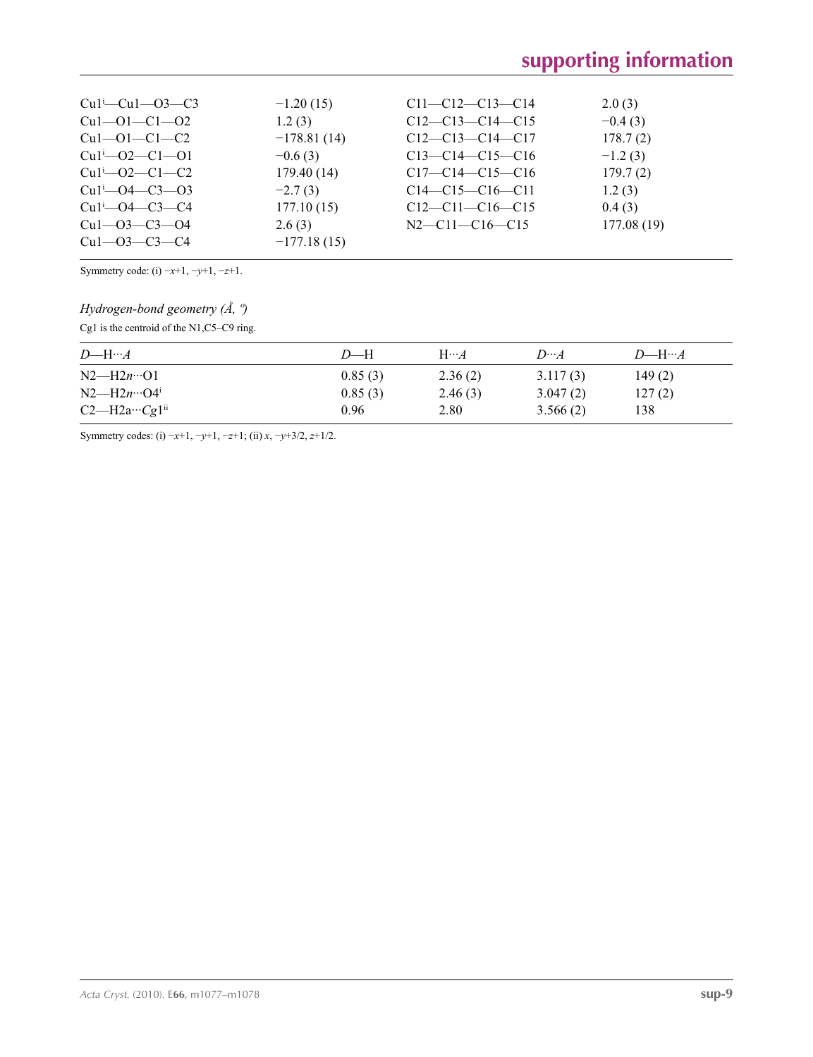| | | | |
|---|---|---|---|
| Cu1[i]—Cu1—O3—C3 | −1.20 (15) | C11—C12—C13—C14 | 2.0 (3) |
| Cu1—O1—C1—O2 | 1.2 (3) | C12—C13—C14—C15 | −0.4 (3) |
| Cu1—O1—C1—C2 | −178.81 (14) | C12—C13—C14—C17 | 178.7 (2) |
| Cu1[i]—O2—C1—O1 | −0.6 (3) | C13—C14—C15—C16 | −1.2 (3) |
| Cu1[i]—O2—C1—C2 | 179.40 (14) | C17—C14—C15—C16 | 179.7 (2) |
| Cu1[i]—O4—C3—O3 | −2.7 (3) | C14—C15—C16—C11 | 1.2 (3) |
| Cu1[i]—O4—C3—C4 | 177.10 (15) | C12—C11—C16—C15 | 0.4 (3) |
| Cu1—O3—C3—O4 | 2.6 (3) | N2—C11—C16—C15 | 177.08 (19) |
| Cu1—O3—C3—C4 | −177.18 (15) | | |

Symmetry code: (i) $-x+1, -y+1, -z+1$.

### *Hydrogen-bond geometry (Å, º)*

Cg1 is the centroid of the N1,C5–C9 ring.

| *D*—H···*A* | *D*—H | H···*A* | *D*···*A* | *D*—H···*A* |
|---|---|---|---|---|
| N2—H2*n*···O1 | 0.85 (3) | 2.36 (2) | 3.117 (3) | 149 (2) |
| N2—H2*n*···O4[i] | 0.85 (3) | 2.46 (3) | 3.047 (2) | 127 (2) |
| C2—H2a···*Cg*1[ii] | 0.96 | 2.80 | 3.566 (2) | 138 |

Symmetry codes: (i) $-x+1, -y+1, -z+1$; (ii) $x, -y+3/2, z+1/2$.